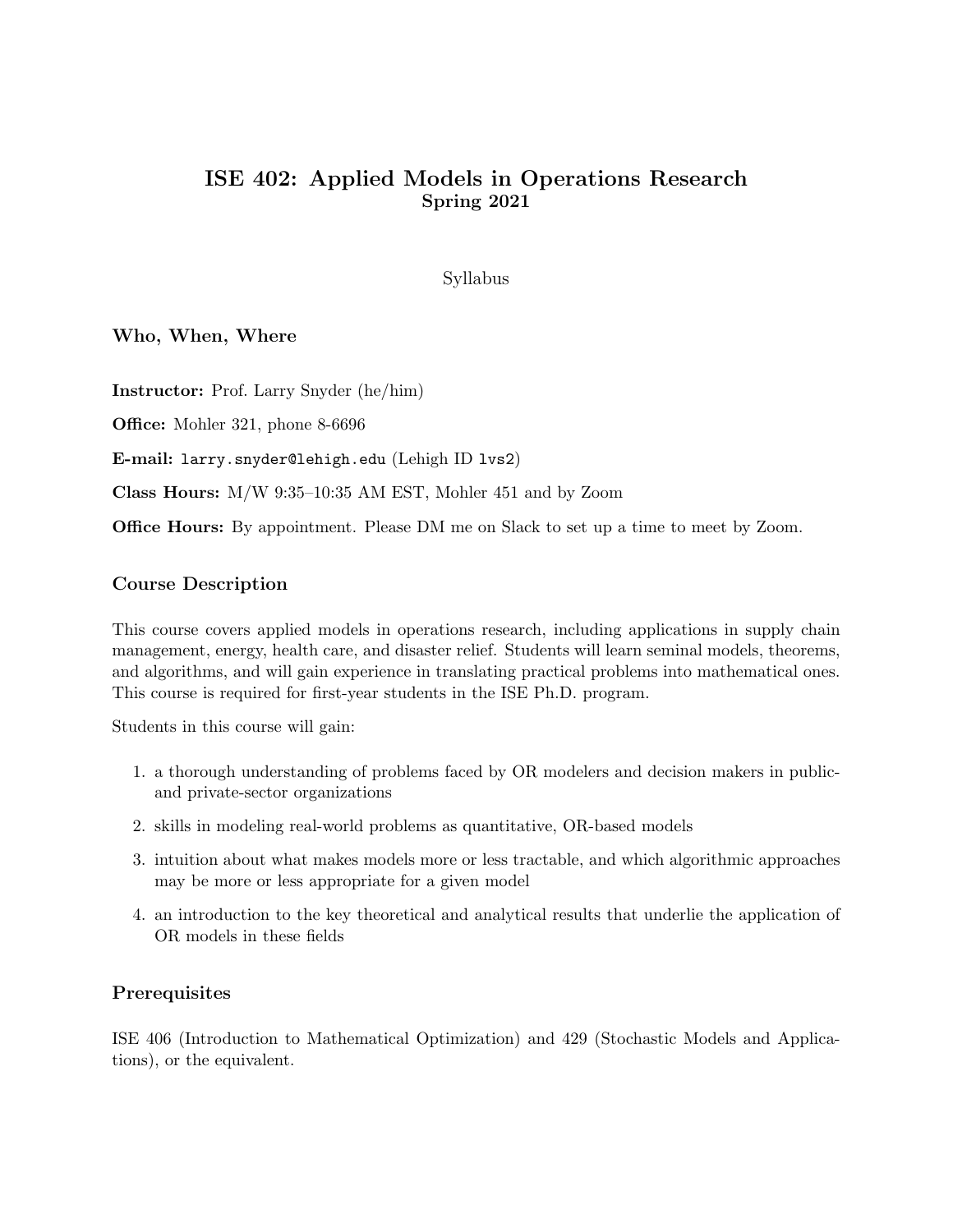# ISE 402: Applied Models in Operations Research
**Spring 2021**

Syllabus

## Who, When, Where

**Instructor:** Prof. Larry Snyder (he/him)

**Office:** Mohler 321, phone 8-6696

**E-mail:** `larry.snyder@lehigh.edu` (Lehigh ID `lvs2`)

**Class Hours:** M/W 9:35–10:35 AM EST, Mohler 451 and by Zoom

**Office Hours:** By appointment. Please DM me on Slack to set up a time to meet by Zoom.

## Course Description

This course covers applied models in operations research, including applications in supply chain management, energy, health care, and disaster relief. Students will learn seminal models, theorems, and algorithms, and will gain experience in translating practical problems into mathematical ones. This course is required for first-year students in the ISE Ph.D. program.

Students in this course will gain:

1. a thorough understanding of problems faced by OR modelers and decision makers in public- and private-sector organizations
2. skills in modeling real-world problems as quantitative, OR-based models
3. intuition about what makes models more or less tractable, and which algorithmic approaches may be more or less appropriate for a given model
4. an introduction to the key theoretical and analytical results that underlie the application of OR models in these fields

## Prerequisites

ISE 406 (Introduction to Mathematical Optimization) and 429 (Stochastic Models and Applications), or the equivalent.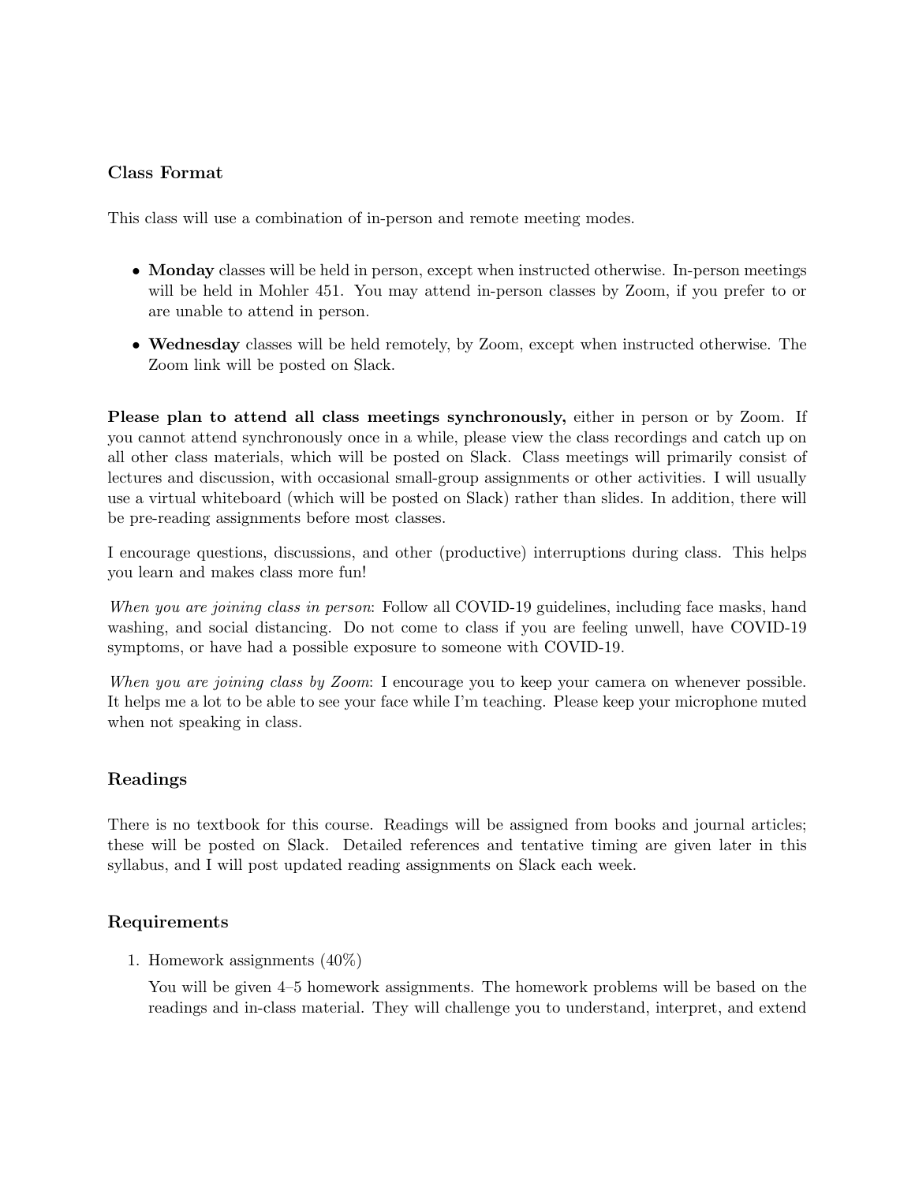## Class Format

This class will use a combination of in-person and remote meeting modes.

- **Monday** classes will be held in person, except when instructed otherwise. In-person meetings will be held in Mohler 451. You may attend in-person classes by Zoom, if you prefer to or are unable to attend in person.
- **Wednesday** classes will be held remotely, by Zoom, except when instructed otherwise. The Zoom link will be posted on Slack.

**Please plan to attend all class meetings synchronously,** either in person or by Zoom. If you cannot attend synchronously once in a while, please view the class recordings and catch up on all other class materials, which will be posted on Slack. Class meetings will primarily consist of lectures and discussion, with occasional small-group assignments or other activities. I will usually use a virtual whiteboard (which will be posted on Slack) rather than slides. In addition, there will be pre-reading assignments before most classes.

I encourage questions, discussions, and other (productive) interruptions during class. This helps you learn and makes class more fun!

*When you are joining class in person*: Follow all COVID-19 guidelines, including face masks, hand washing, and social distancing. Do not come to class if you are feeling unwell, have COVID-19 symptoms, or have had a possible exposure to someone with COVID-19.

*When you are joining class by Zoom*: I encourage you to keep your camera on whenever possible. It helps me a lot to be able to see your face while I'm teaching. Please keep your microphone muted when not speaking in class.

## Readings

There is no textbook for this course. Readings will be assigned from books and journal articles; these will be posted on Slack. Detailed references and tentative timing are given later in this syllabus, and I will post updated reading assignments on Slack each week.

## Requirements

1. Homework assignments (40%)

   You will be given 4–5 homework assignments. The homework problems will be based on the readings and in-class material. They will challenge you to understand, interpret, and extend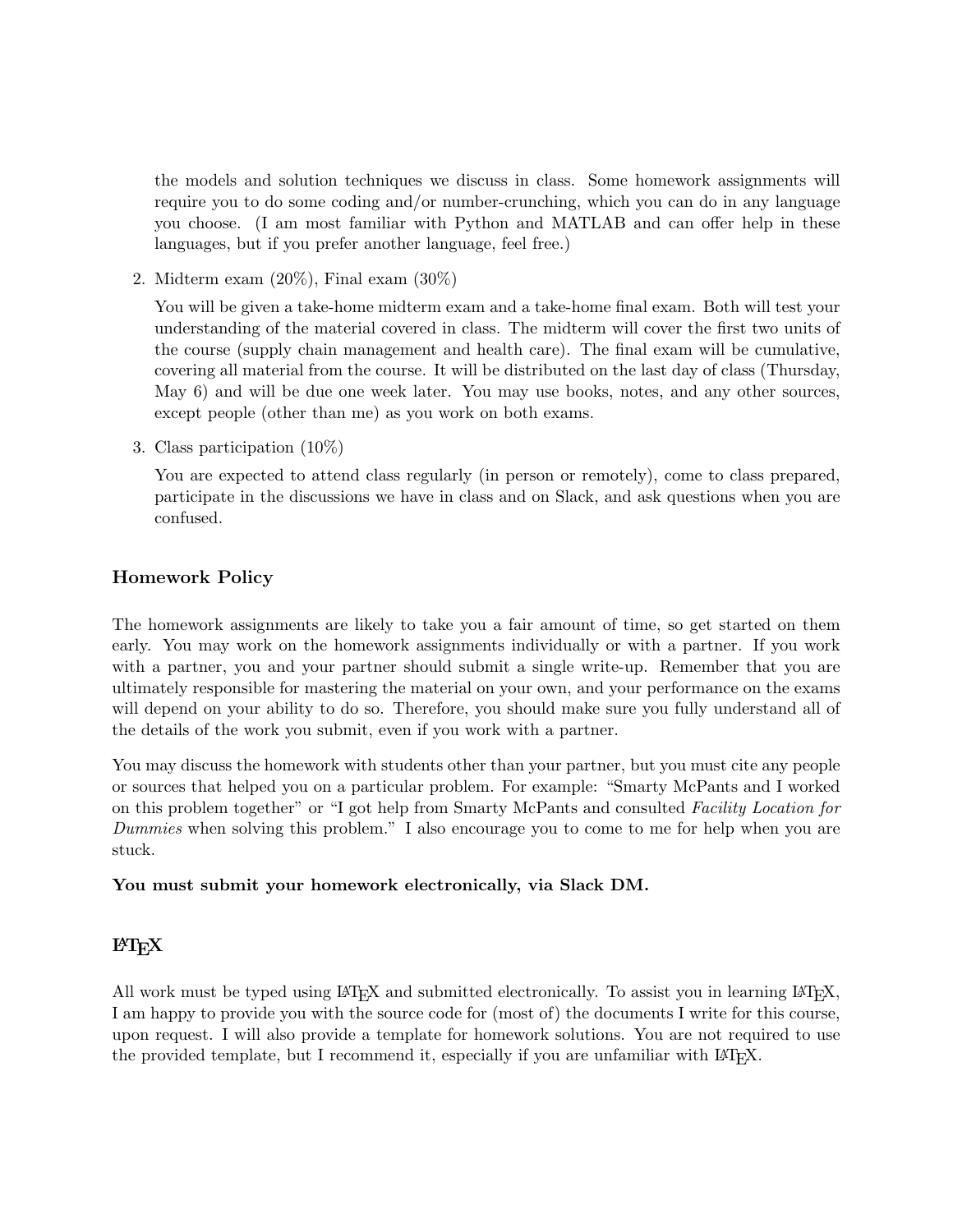the models and solution techniques we discuss in class. Some homework assignments will require you to do some coding and/or number-crunching, which you can do in any language you choose. (I am most familiar with Python and MATLAB and can offer help in these languages, but if you prefer another language, feel free.)

2. Midterm exam (20%), Final exam (30%)

   You will be given a take-home midterm exam and a take-home final exam. Both will test your understanding of the material covered in class. The midterm will cover the first two units of the course (supply chain management and health care). The final exam will be cumulative, covering all material from the course. It will be distributed on the last day of class (Thursday, May 6) and will be due one week later. You may use books, notes, and any other sources, except people (other than me) as you work on both exams.

3. Class participation (10%)

   You are expected to attend class regularly (in person or remotely), come to class prepared, participate in the discussions we have in class and on Slack, and ask questions when you are confused.

## Homework Policy

The homework assignments are likely to take you a fair amount of time, so get started on them early. You may work on the homework assignments individually or with a partner. If you work with a partner, you and your partner should submit a single write-up. Remember that you are ultimately responsible for mastering the material on your own, and your performance on the exams will depend on your ability to do so. Therefore, you should make sure you fully understand all of the details of the work you submit, even if you work with a partner.

You may discuss the homework with students other than your partner, but you must cite any people or sources that helped you on a particular problem. For example: "Smarty McPants and I worked on this problem together" or "I got help from Smarty McPants and consulted *Facility Location for Dummies* when solving this problem." I also encourage you to come to me for help when you are stuck.

**You must submit your homework electronically, via Slack DM.**

## LaTeX

All work must be typed using LaTeX and submitted electronically. To assist you in learning LaTeX, I am happy to provide you with the source code for (most of) the documents I write for this course, upon request. I will also provide a template for homework solutions. You are not required to use the provided template, but I recommend it, especially if you are unfamiliar with LaTeX.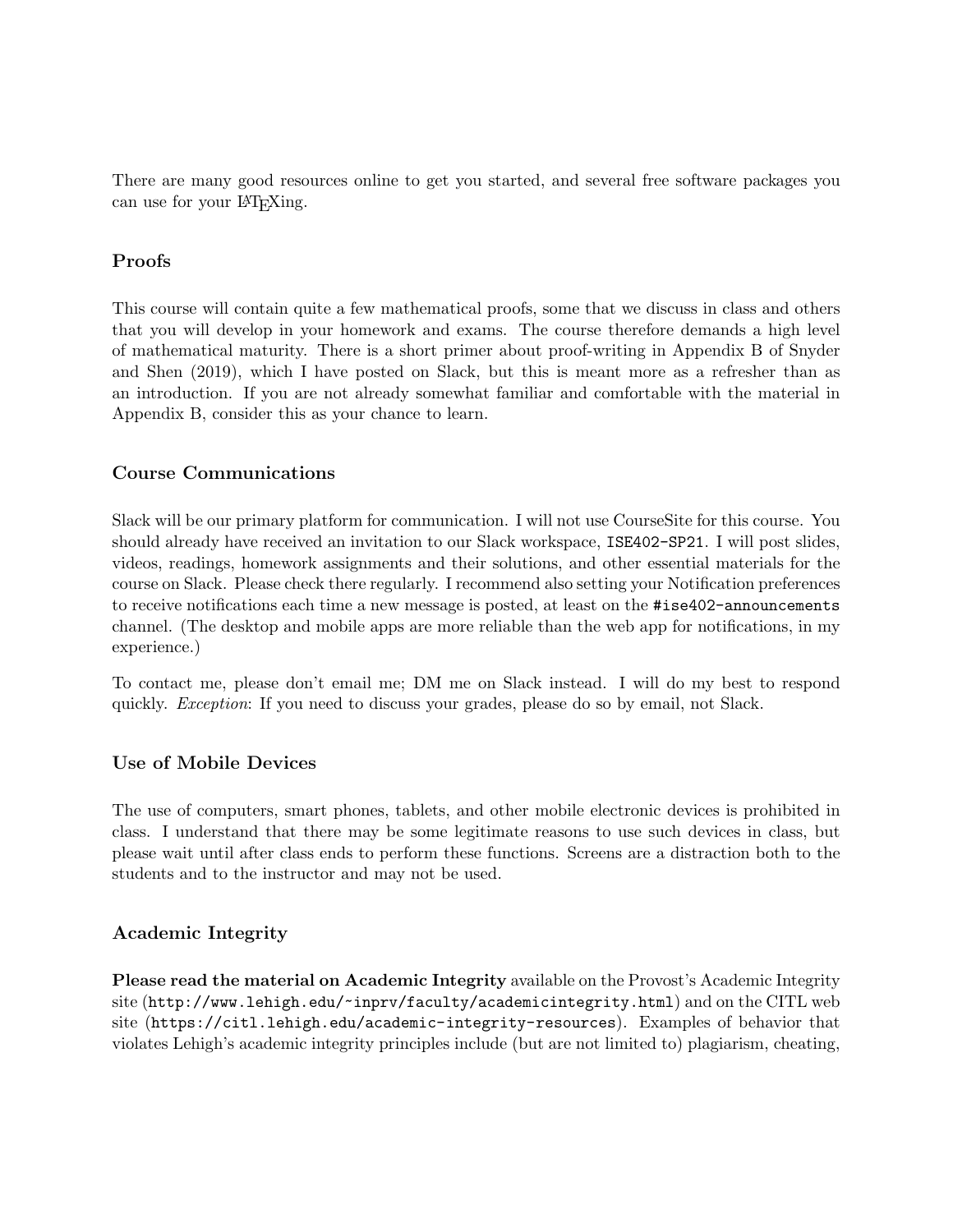There are many good resources online to get you started, and several free software packages you can use for your LaTeXing.

### Proofs

This course will contain quite a few mathematical proofs, some that we discuss in class and others that you will develop in your homework and exams. The course therefore demands a high level of mathematical maturity. There is a short primer about proof-writing in Appendix B of Snyder and Shen (2019), which I have posted on Slack, but this is meant more as a refresher than as an introduction. If you are not already somewhat familiar and comfortable with the material in Appendix B, consider this as your chance to learn.

### Course Communications

Slack will be our primary platform for communication. I will not use CourseSite for this course. You should already have received an invitation to our Slack workspace, `ISE402-SP21`. I will post slides, videos, readings, homework assignments and their solutions, and other essential materials for the course on Slack. Please check there regularly. I recommend also setting your Notification preferences to receive notifications each time a new message is posted, at least on the `#ise402-announcements` channel. (The desktop and mobile apps are more reliable than the web app for notifications, in my experience.)

To contact me, please don't email me; DM me on Slack instead. I will do my best to respond quickly. *Exception*: If you need to discuss your grades, please do so by email, not Slack.

### Use of Mobile Devices

The use of computers, smart phones, tablets, and other mobile electronic devices is prohibited in class. I understand that there may be some legitimate reasons to use such devices in class, but please wait until after class ends to perform these functions. Screens are a distraction both to the students and to the instructor and may not be used.

### Academic Integrity

**Please read the material on Academic Integrity** available on the Provost's Academic Integrity site (`http://www.lehigh.edu/~inprv/faculty/academicintegrity.html`) and on the CITL web site (`https://citl.lehigh.edu/academic-integrity-resources`). Examples of behavior that violates Lehigh's academic integrity principles include (but are not limited to) plagiarism, cheating,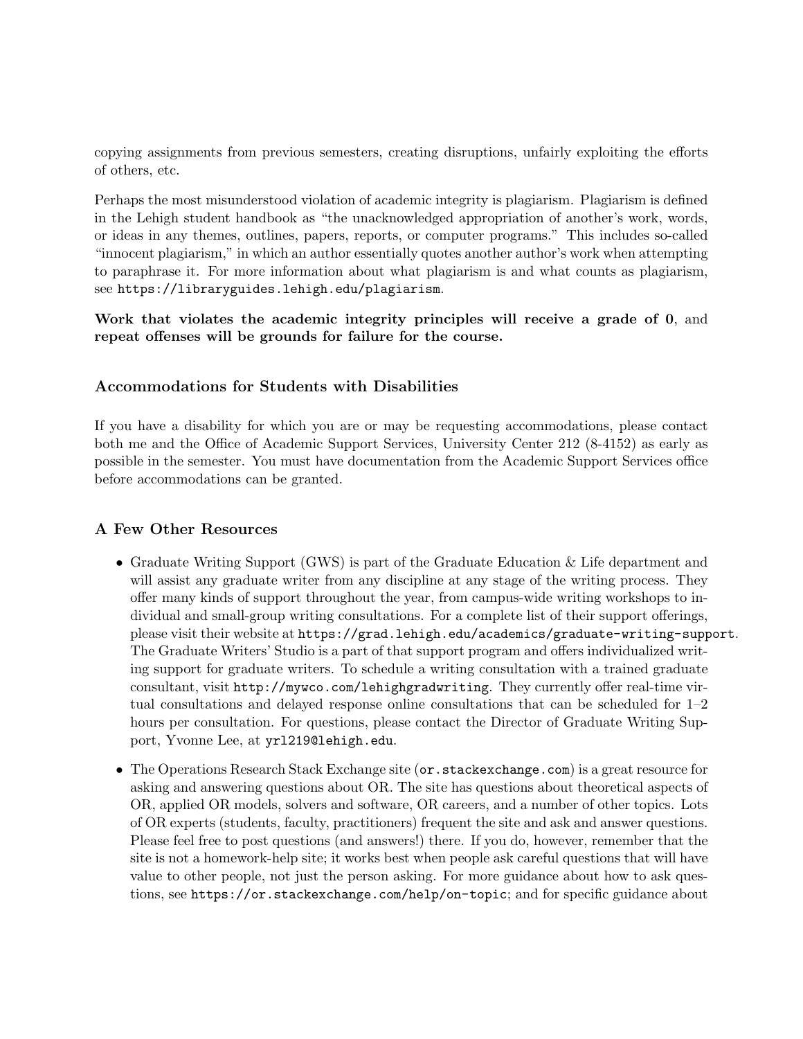copying assignments from previous semesters, creating disruptions, unfairly exploiting the efforts of others, etc.

Perhaps the most misunderstood violation of academic integrity is plagiarism. Plagiarism is defined in the Lehigh student handbook as "the unacknowledged appropriation of another's work, words, or ideas in any themes, outlines, papers, reports, or computer programs." This includes so-called "innocent plagiarism," in which an author essentially quotes another author's work when attempting to paraphrase it. For more information about what plagiarism is and what counts as plagiarism, see `https://libraryguides.lehigh.edu/plagiarism`.

**Work that violates the academic integrity principles will receive a grade of 0**, and **repeat offenses will be grounds for failure for the course.**

### Accommodations for Students with Disabilities

If you have a disability for which you are or may be requesting accommodations, please contact both me and the Office of Academic Support Services, University Center 212 (8-4152) as early as possible in the semester. You must have documentation from the Academic Support Services office before accommodations can be granted.

### A Few Other Resources

- Graduate Writing Support (GWS) is part of the Graduate Education & Life department and will assist any graduate writer from any discipline at any stage of the writing process. They offer many kinds of support throughout the year, from campus-wide writing workshops to individual and small-group writing consultations. For a complete list of their support offerings, please visit their website at `https://grad.lehigh.edu/academics/graduate-writing-support`. The Graduate Writers' Studio is a part of that support program and offers individualized writing support for graduate writers. To schedule a writing consultation with a trained graduate consultant, visit `http://mywco.com/lehighgradwriting`. They currently offer real-time virtual consultations and delayed response online consultations that can be scheduled for 1–2 hours per consultation. For questions, please contact the Director of Graduate Writing Support, Yvonne Lee, at `yrl219@lehigh.edu`.
- The Operations Research Stack Exchange site (`or.stackexchange.com`) is a great resource for asking and answering questions about OR. The site has questions about theoretical aspects of OR, applied OR models, solvers and software, OR careers, and a number of other topics. Lots of OR experts (students, faculty, practitioners) frequent the site and ask and answer questions. Please feel free to post questions (and answers!) there. If you do, however, remember that the site is not a homework-help site; it works best when people ask careful questions that will have value to other people, not just the person asking. For more guidance about how to ask questions, see `https://or.stackexchange.com/help/on-topic`; and for specific guidance about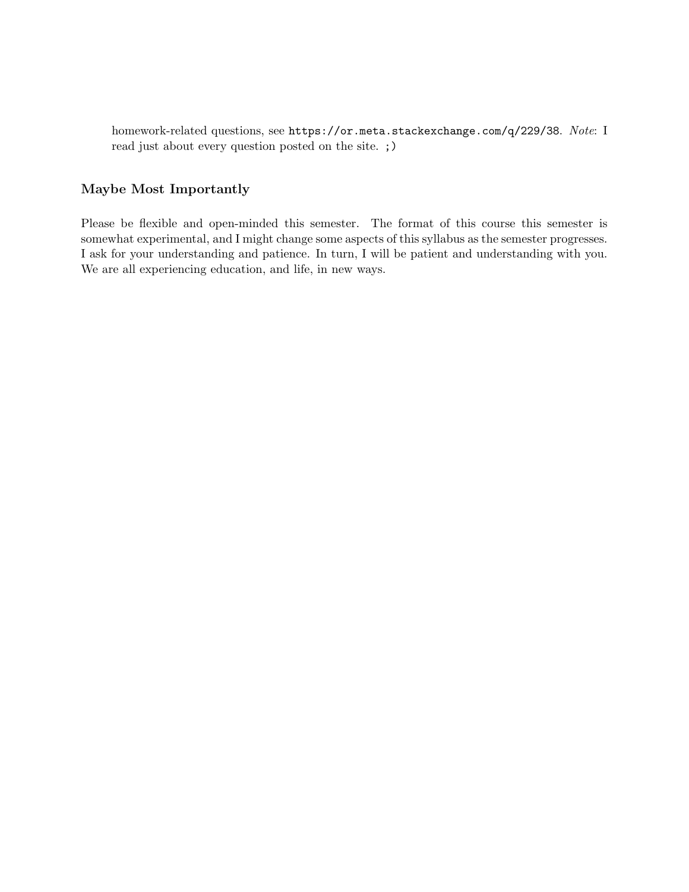homework-related questions, see `https://or.meta.stackexchange.com/q/229/38`. *Note*: I read just about every question posted on the site. `;)`

### Maybe Most Importantly

Please be flexible and open-minded this semester. The format of this course this semester is somewhat experimental, and I might change some aspects of this syllabus as the semester progresses. I ask for your understanding and patience. In turn, I will be patient and understanding with you. We are all experiencing education, and life, in new ways.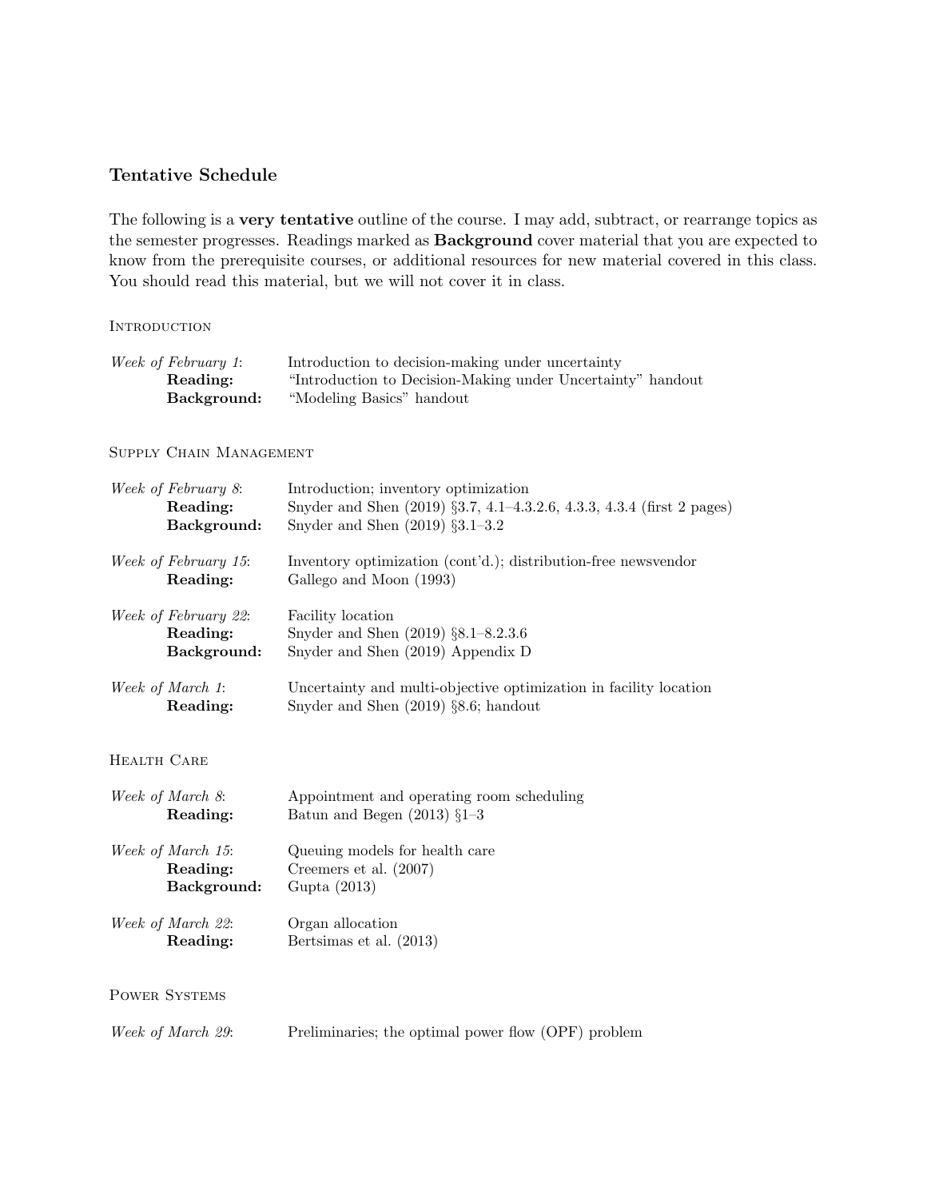## Tentative Schedule

The following is a **very tentative** outline of the course. I may add, subtract, or rearrange topics as the semester progresses. Readings marked as **Background** cover material that you are expected to know from the prerequisite courses, or additional resources for new material covered in this class. You should read this material, but we will not cover it in class.

### Introduction

*Week of February 1*: Introduction to decision-making under uncertainty
**Reading:** "Introduction to Decision-Making under Uncertainty" handout
**Background:** "Modeling Basics" handout

### Supply Chain Management

*Week of February 8*: Introduction; inventory optimization
**Reading:** Snyder and Shen (2019) §3.7, 4.1–4.3.2.6, 4.3.3, 4.3.4 (first 2 pages)
**Background:** Snyder and Shen (2019) §3.1–3.2

*Week of February 15*: Inventory optimization (cont'd.); distribution-free newsvendor
**Reading:** Gallego and Moon (1993)

*Week of February 22*: Facility location
**Reading:** Snyder and Shen (2019) §8.1–8.2.3.6
**Background:** Snyder and Shen (2019) Appendix D

*Week of March 1*: Uncertainty and multi-objective optimization in facility location
**Reading:** Snyder and Shen (2019) §8.6; handout

### Health Care

*Week of March 8*: Appointment and operating room scheduling
**Reading:** Batun and Begen (2013) §1–3

*Week of March 15*: Queuing models for health care
**Reading:** Creemers et al. (2007)
**Background:** Gupta (2013)

*Week of March 22*: Organ allocation
**Reading:** Bertsimas et al. (2013)

### Power Systems

*Week of March 29*: Preliminaries; the optimal power flow (OPF) problem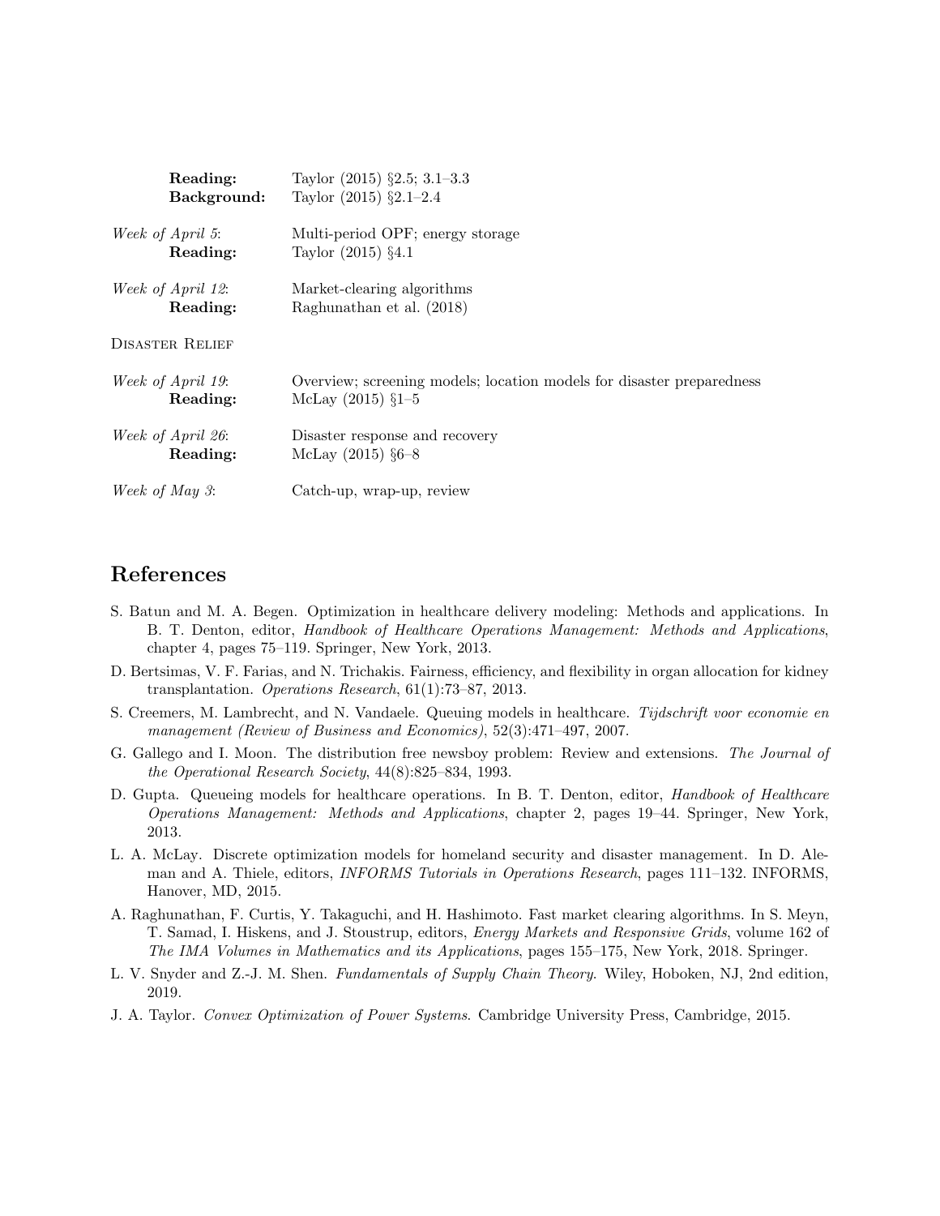| | |
|---|---|
| **Reading:** | Taylor (2015) §2.5; 3.1–3.3 |
| **Background:** | Taylor (2015) §2.1–2.4 |
| *Week of April 5*: | Multi-period OPF; energy storage |
| **Reading:** | Taylor (2015) §4.1 |
| *Week of April 12*: | Market-clearing algorithms |
| **Reading:** | Raghunathan et al. (2018) |

Disaster Relief

| | |
|---|---|
| *Week of April 19*: | Overview; screening models; location models for disaster preparedness |
| **Reading:** | McLay (2015) §1–5 |
| *Week of April 26*: | Disaster response and recovery |
| **Reading:** | McLay (2015) §6–8 |
| *Week of May 3*: | Catch-up, wrap-up, review |

## References

S. Batun and M. A. Begen. Optimization in healthcare delivery modeling: Methods and applications. In B. T. Denton, editor, *Handbook of Healthcare Operations Management: Methods and Applications*, chapter 4, pages 75–119. Springer, New York, 2013.

D. Bertsimas, V. F. Farias, and N. Trichakis. Fairness, efficiency, and flexibility in organ allocation for kidney transplantation. *Operations Research*, 61(1):73–87, 2013.

S. Creemers, M. Lambrecht, and N. Vandaele. Queuing models in healthcare. *Tijdschrift voor economie en management (Review of Business and Economics)*, 52(3):471–497, 2007.

G. Gallego and I. Moon. The distribution free newsboy problem: Review and extensions. *The Journal of the Operational Research Society*, 44(8):825–834, 1993.

D. Gupta. Queueing models for healthcare operations. In B. T. Denton, editor, *Handbook of Healthcare Operations Management: Methods and Applications*, chapter 2, pages 19–44. Springer, New York, 2013.

L. A. McLay. Discrete optimization models for homeland security and disaster management. In D. Aleman and A. Thiele, editors, *INFORMS Tutorials in Operations Research*, pages 111–132. INFORMS, Hanover, MD, 2015.

A. Raghunathan, F. Curtis, Y. Takaguchi, and H. Hashimoto. Fast market clearing algorithms. In S. Meyn, T. Samad, I. Hiskens, and J. Stoustrup, editors, *Energy Markets and Responsive Grids*, volume 162 of *The IMA Volumes in Mathematics and its Applications*, pages 155–175, New York, 2018. Springer.

L. V. Snyder and Z.-J. M. Shen. *Fundamentals of Supply Chain Theory*. Wiley, Hoboken, NJ, 2nd edition, 2019.

J. A. Taylor. *Convex Optimization of Power Systems*. Cambridge University Press, Cambridge, 2015.